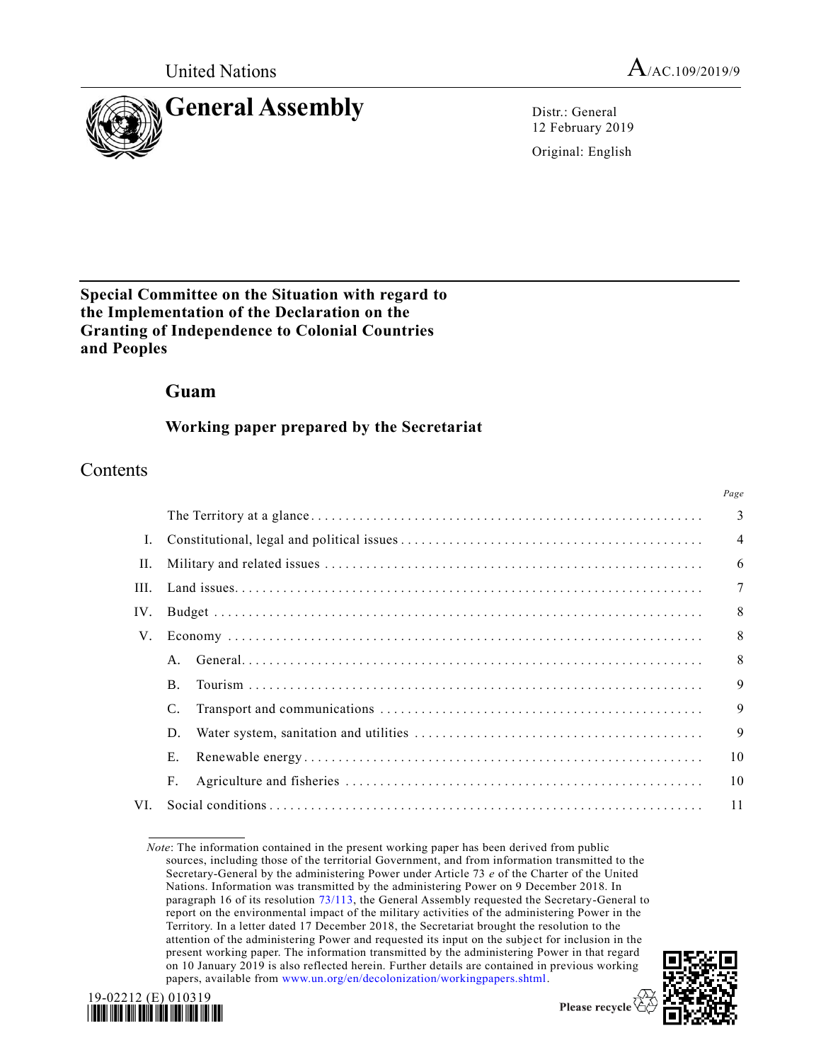United Nations

A/AC.109/2019/9

# General Assembly

Distr.: General
12 February 2019

Original: English

**Special Committee on the Situation with regard to the Implementation of the Declaration on the Granting of Independence to Colonial Countries and Peoples**

## Guam

### Working paper prepared by the Secretariat

## Contents

| | | Page |
|---|---|---|
| | The Territory at a glance | 3 |
| I. | Constitutional, legal and political issues | 4 |
| II. | Military and related issues | 6 |
| III. | Land issues | 7 |
| IV. | Budget | 8 |
| V. | Economy | 8 |
| | A. General | 8 |
| | B. Tourism | 9 |
| | C. Transport and communications | 9 |
| | D. Water system, sanitation and utilities | 9 |
| | E. Renewable energy | 10 |
| | F. Agriculture and fisheries | 10 |
| VI. | Social conditions | 11 |

*Note*: The information contained in the present working paper has been derived from public sources, including those of the territorial Government, and from information transmitted to the Secretary-General by the administering Power under Article 73 *e* of the Charter of the United Nations. Information was transmitted by the administering Power on 9 December 2018. In paragraph 16 of its resolution 73/113, the General Assembly requested the Secretary-General to report on the environmental impact of the military activities of the administering Power in the Territory. In a letter dated 17 December 2018, the Secretariat brought the resolution to the attention of the administering Power and requested its input on the subject for inclusion in the present working paper. The information transmitted by the administering Power in that regard on 10 January 2019 is also reflected herein. Further details are contained in previous working papers, available from www.un.org/en/decolonization/workingpapers.shtml.

19-02212 (E) 010319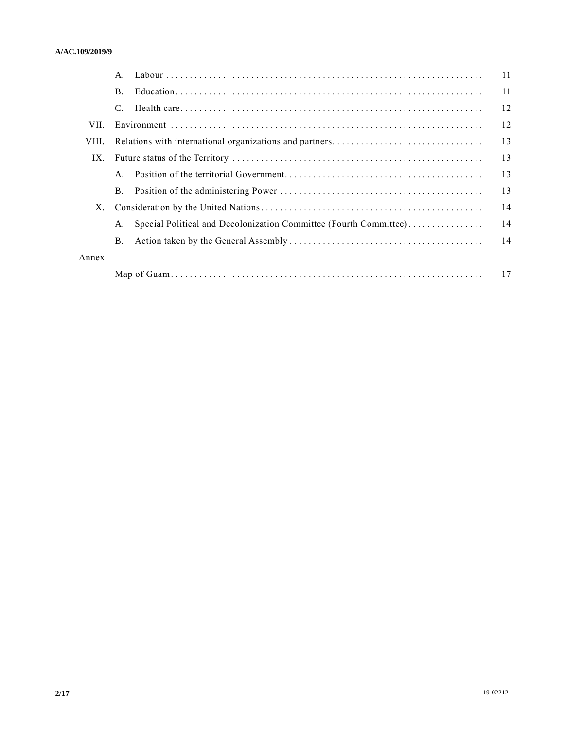| | | | |
|---|---|---|---|
| | A. | Labour | 11 |
| | B. | Education | 11 |
| | C. | Health care | 12 |
| VII. | Environment | | 12 |
| VIII. | Relations with international organizations and partners | | 13 |
| IX. | Future status of the Territory | | 13 |
| | A. | Position of the territorial Government | 13 |
| | B. | Position of the administering Power | 13 |
| X. | Consideration by the United Nations | | 14 |
| | A. | Special Political and Decolonization Committee (Fourth Committee) | 14 |
| | B. | Action taken by the General Assembly | 14 |
| Annex | | | |
| | Map of Guam | | 17 |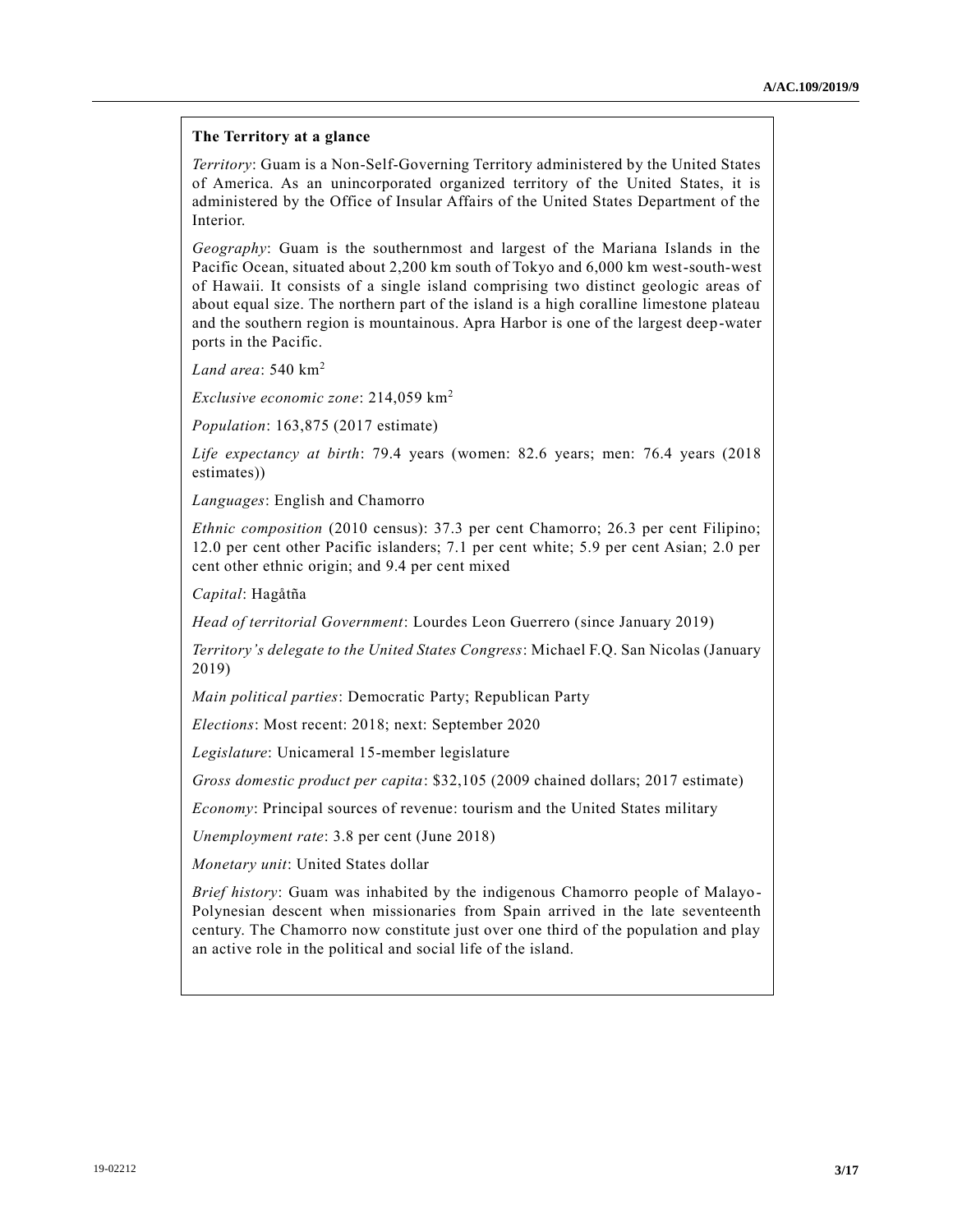**The Territory at a glance**

*Territory*: Guam is a Non-Self-Governing Territory administered by the United States of America. As an unincorporated organized territory of the United States, it is administered by the Office of Insular Affairs of the United States Department of the Interior.

*Geography*: Guam is the southernmost and largest of the Mariana Islands in the Pacific Ocean, situated about 2,200 km south of Tokyo and 6,000 km west-south-west of Hawaii. It consists of a single island comprising two distinct geologic areas of about equal size. The northern part of the island is a high coralline limestone plateau and the southern region is mountainous. Apra Harbor is one of the largest deep-water ports in the Pacific.

*Land area*: 540 km$^2$

*Exclusive economic zone*: 214,059 km$^2$

*Population*: 163,875 (2017 estimate)

*Life expectancy at birth*: 79.4 years (women: 82.6 years; men: 76.4 years (2018 estimates))

*Languages*: English and Chamorro

*Ethnic composition* (2010 census): 37.3 per cent Chamorro; 26.3 per cent Filipino; 12.0 per cent other Pacific islanders; 7.1 per cent white; 5.9 per cent Asian; 2.0 per cent other ethnic origin; and 9.4 per cent mixed

*Capital*: Hagåtña

*Head of territorial Government*: Lourdes Leon Guerrero (since January 2019)

*Territory's delegate to the United States Congress*: Michael F.Q. San Nicolas (January 2019)

*Main political parties*: Democratic Party; Republican Party

*Elections*: Most recent: 2018; next: September 2020

*Legislature*: Unicameral 15-member legislature

*Gross domestic product per capita*: $32,105 (2009 chained dollars; 2017 estimate)

*Economy*: Principal sources of revenue: tourism and the United States military

*Unemployment rate*: 3.8 per cent (June 2018)

*Monetary unit*: United States dollar

*Brief history*: Guam was inhabited by the indigenous Chamorro people of Malayo-Polynesian descent when missionaries from Spain arrived in the late seventeenth century. The Chamorro now constitute just over one third of the population and play an active role in the political and social life of the island.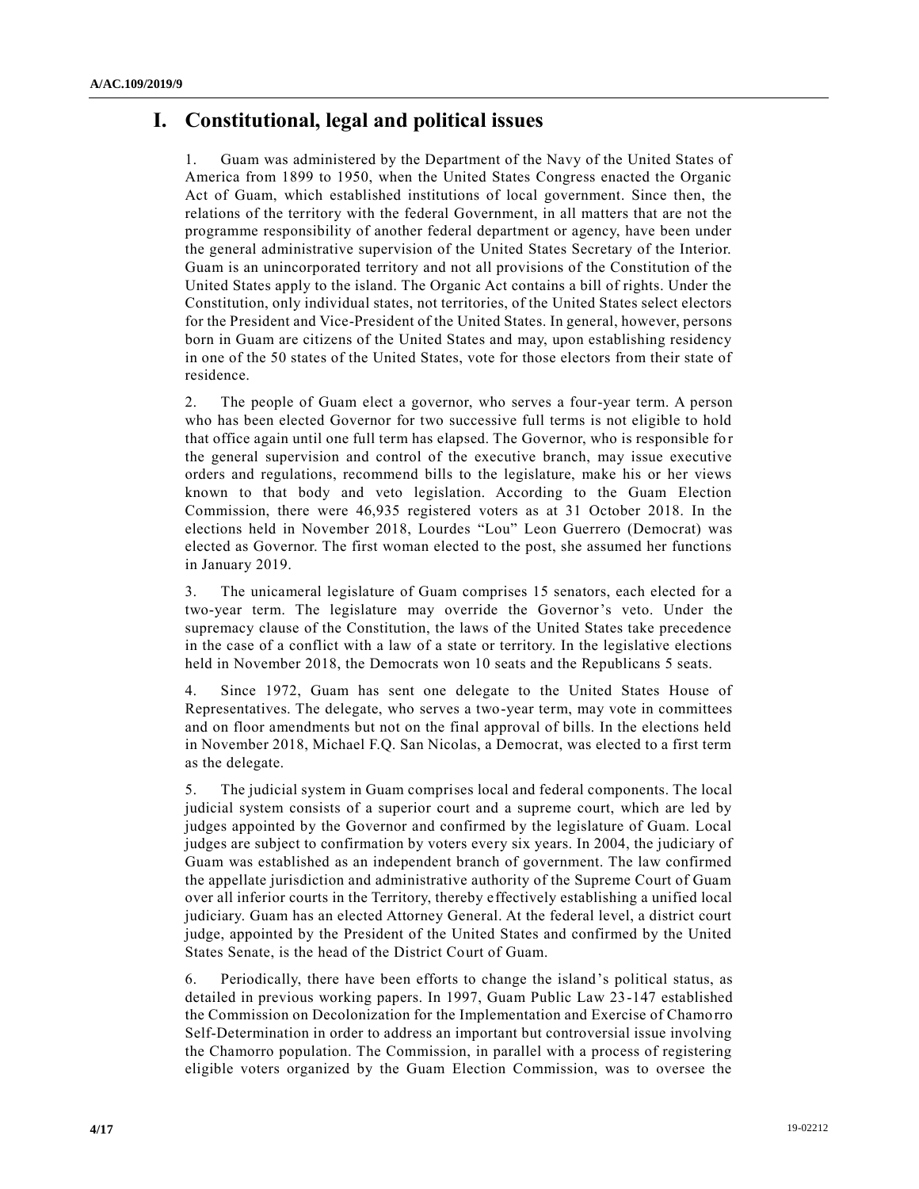# I. Constitutional, legal and political issues

1. Guam was administered by the Department of the Navy of the United States of America from 1899 to 1950, when the United States Congress enacted the Organic Act of Guam, which established institutions of local government. Since then, the relations of the territory with the federal Government, in all matters that are not the programme responsibility of another federal department or agency, have been under the general administrative supervision of the United States Secretary of the Interior. Guam is an unincorporated territory and not all provisions of the Constitution of the United States apply to the island. The Organic Act contains a bill of rights. Under the Constitution, only individual states, not territories, of the United States select electors for the President and Vice-President of the United States. In general, however, persons born in Guam are citizens of the United States and may, upon establishing residency in one of the 50 states of the United States, vote for those electors from their state of residence.

2. The people of Guam elect a governor, who serves a four-year term. A person who has been elected Governor for two successive full terms is not eligible to hold that office again until one full term has elapsed. The Governor, who is responsible for the general supervision and control of the executive branch, may issue executive orders and regulations, recommend bills to the legislature, make his or her views known to that body and veto legislation. According to the Guam Election Commission, there were 46,935 registered voters as at 31 October 2018. In the elections held in November 2018, Lourdes "Lou" Leon Guerrero (Democrat) was elected as Governor. The first woman elected to the post, she assumed her functions in January 2019.

3. The unicameral legislature of Guam comprises 15 senators, each elected for a two-year term. The legislature may override the Governor's veto. Under the supremacy clause of the Constitution, the laws of the United States take precedence in the case of a conflict with a law of a state or territory. In the legislative elections held in November 2018, the Democrats won 10 seats and the Republicans 5 seats.

4. Since 1972, Guam has sent one delegate to the United States House of Representatives. The delegate, who serves a two-year term, may vote in committees and on floor amendments but not on the final approval of bills. In the elections held in November 2018, Michael F.Q. San Nicolas, a Democrat, was elected to a first term as the delegate.

5. The judicial system in Guam comprises local and federal components. The local judicial system consists of a superior court and a supreme court, which are led by judges appointed by the Governor and confirmed by the legislature of Guam. Local judges are subject to confirmation by voters every six years. In 2004, the judiciary of Guam was established as an independent branch of government. The law confirmed the appellate jurisdiction and administrative authority of the Supreme Court of Guam over all inferior courts in the Territory, thereby effectively establishing a unified local judiciary. Guam has an elected Attorney General. At the federal level, a district court judge, appointed by the President of the United States and confirmed by the United States Senate, is the head of the District Court of Guam.

6. Periodically, there have been efforts to change the island's political status, as detailed in previous working papers. In 1997, Guam Public Law 23-147 established the Commission on Decolonization for the Implementation and Exercise of Chamorro Self-Determination in order to address an important but controversial issue involving the Chamorro population. The Commission, in parallel with a process of registering eligible voters organized by the Guam Election Commission, was to oversee the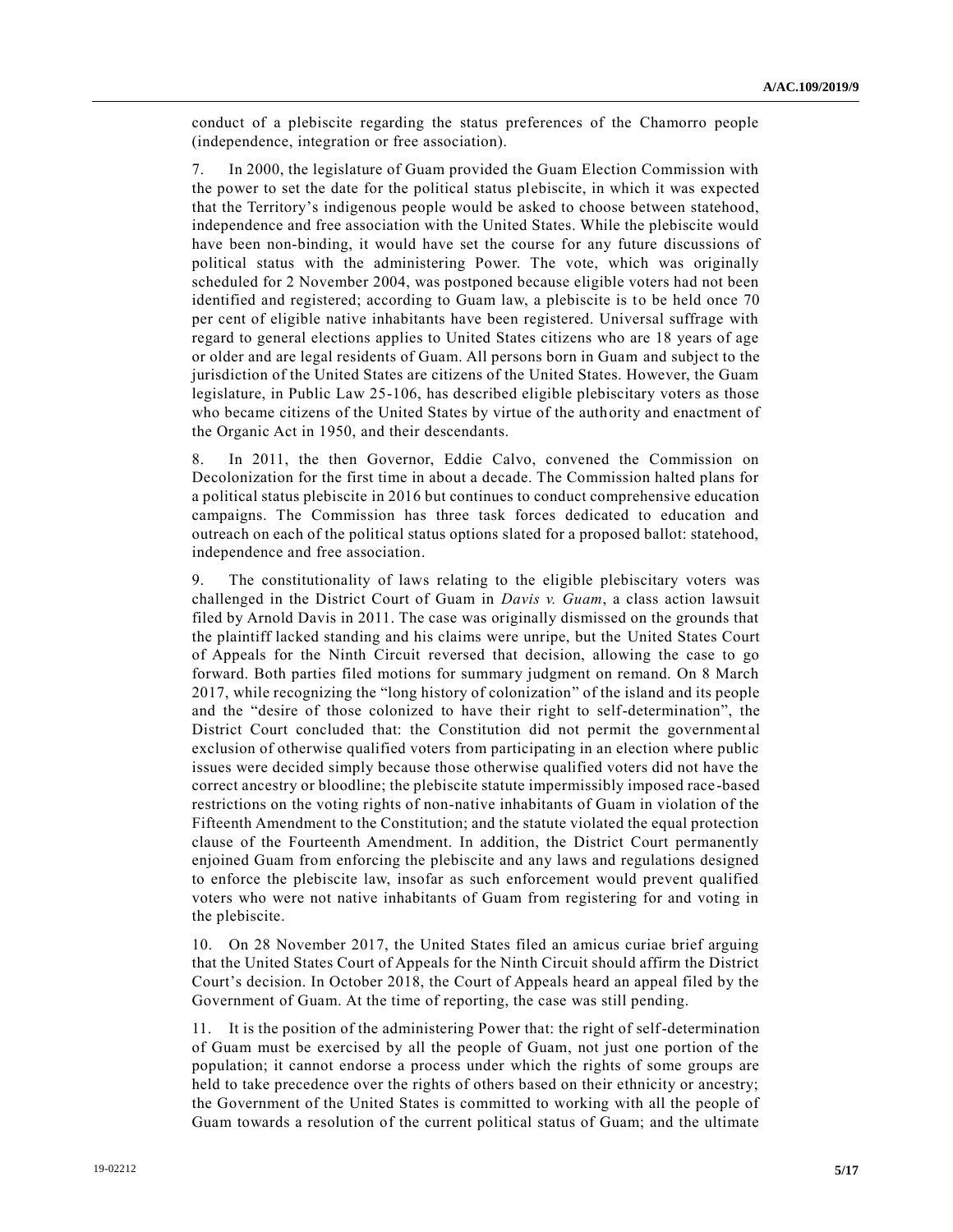conduct of a plebiscite regarding the status preferences of the Chamorro people (independence, integration or free association).

7. In 2000, the legislature of Guam provided the Guam Election Commission with the power to set the date for the political status plebiscite, in which it was expected that the Territory's indigenous people would be asked to choose between statehood, independence and free association with the United States. While the plebiscite would have been non-binding, it would have set the course for any future discussions of political status with the administering Power. The vote, which was originally scheduled for 2 November 2004, was postponed because eligible voters had not been identified and registered; according to Guam law, a plebiscite is to be held once 70 per cent of eligible native inhabitants have been registered. Universal suffrage with regard to general elections applies to United States citizens who are 18 years of age or older and are legal residents of Guam. All persons born in Guam and subject to the jurisdiction of the United States are citizens of the United States. However, the Guam legislature, in Public Law 25-106, has described eligible plebiscitary voters as those who became citizens of the United States by virtue of the authority and enactment of the Organic Act in 1950, and their descendants.

8. In 2011, the then Governor, Eddie Calvo, convened the Commission on Decolonization for the first time in about a decade. The Commission halted plans for a political status plebiscite in 2016 but continues to conduct comprehensive education campaigns. The Commission has three task forces dedicated to education and outreach on each of the political status options slated for a proposed ballot: statehood, independence and free association.

9. The constitutionality of laws relating to the eligible plebiscitary voters was challenged in the District Court of Guam in *Davis v. Guam*, a class action lawsuit filed by Arnold Davis in 2011. The case was originally dismissed on the grounds that the plaintiff lacked standing and his claims were unripe, but the United States Court of Appeals for the Ninth Circuit reversed that decision, allowing the case to go forward. Both parties filed motions for summary judgment on remand. On 8 March 2017, while recognizing the "long history of colonization" of the island and its people and the "desire of those colonized to have their right to self-determination", the District Court concluded that: the Constitution did not permit the governmental exclusion of otherwise qualified voters from participating in an election where public issues were decided simply because those otherwise qualified voters did not have the correct ancestry or bloodline; the plebiscite statute impermissibly imposed race-based restrictions on the voting rights of non-native inhabitants of Guam in violation of the Fifteenth Amendment to the Constitution; and the statute violated the equal protection clause of the Fourteenth Amendment. In addition, the District Court permanently enjoined Guam from enforcing the plebiscite and any laws and regulations designed to enforce the plebiscite law, insofar as such enforcement would prevent qualified voters who were not native inhabitants of Guam from registering for and voting in the plebiscite.

10. On 28 November 2017, the United States filed an amicus curiae brief arguing that the United States Court of Appeals for the Ninth Circuit should affirm the District Court's decision. In October 2018, the Court of Appeals heard an appeal filed by the Government of Guam. At the time of reporting, the case was still pending.

11. It is the position of the administering Power that: the right of self-determination of Guam must be exercised by all the people of Guam, not just one portion of the population; it cannot endorse a process under which the rights of some groups are held to take precedence over the rights of others based on their ethnicity or ancestry; the Government of the United States is committed to working with all the people of Guam towards a resolution of the current political status of Guam; and the ultimate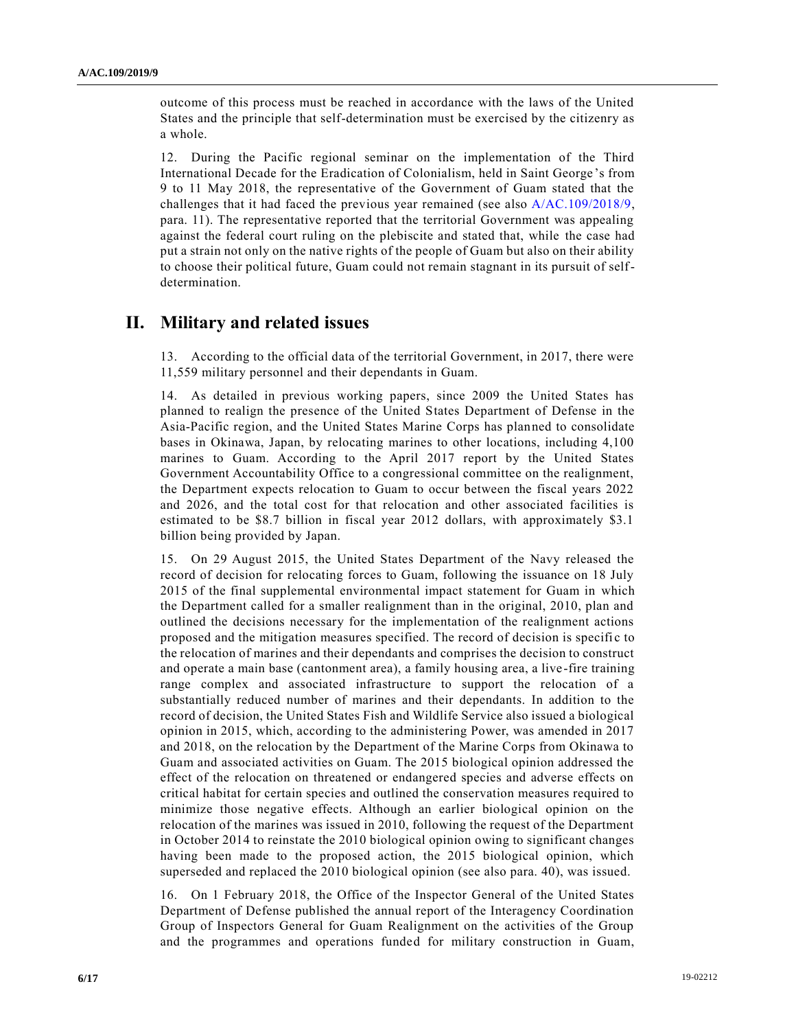outcome of this process must be reached in accordance with the laws of the United States and the principle that self-determination must be exercised by the citizenry as a whole.

12. During the Pacific regional seminar on the implementation of the Third International Decade for the Eradication of Colonialism, held in Saint George's from 9 to 11 May 2018, the representative of the Government of Guam stated that the challenges that it had faced the previous year remained (see also A/AC.109/2018/9, para. 11). The representative reported that the territorial Government was appealing against the federal court ruling on the plebiscite and stated that, while the case had put a strain not only on the native rights of the people of Guam but also on their ability to choose their political future, Guam could not remain stagnant in its pursuit of self-determination.

## II. Military and related issues

13. According to the official data of the territorial Government, in 2017, there were 11,559 military personnel and their dependants in Guam.

14. As detailed in previous working papers, since 2009 the United States has planned to realign the presence of the United States Department of Defense in the Asia-Pacific region, and the United States Marine Corps has planned to consolidate bases in Okinawa, Japan, by relocating marines to other locations, including 4,100 marines to Guam. According to the April 2017 report by the United States Government Accountability Office to a congressional committee on the realignment, the Department expects relocation to Guam to occur between the fiscal years 2022 and 2026, and the total cost for that relocation and other associated facilities is estimated to be $8.7 billion in fiscal year 2012 dollars, with approximately $3.1 billion being provided by Japan.

15. On 29 August 2015, the United States Department of the Navy released the record of decision for relocating forces to Guam, following the issuance on 18 July 2015 of the final supplemental environmental impact statement for Guam in which the Department called for a smaller realignment than in the original, 2010, plan and outlined the decisions necessary for the implementation of the realignment actions proposed and the mitigation measures specified. The record of decision is specific to the relocation of marines and their dependants and comprises the decision to construct and operate a main base (cantonment area), a family housing area, a live-fire training range complex and associated infrastructure to support the relocation of a substantially reduced number of marines and their dependants. In addition to the record of decision, the United States Fish and Wildlife Service also issued a biological opinion in 2015, which, according to the administering Power, was amended in 2017 and 2018, on the relocation by the Department of the Marine Corps from Okinawa to Guam and associated activities on Guam. The 2015 biological opinion addressed the effect of the relocation on threatened or endangered species and adverse effects on critical habitat for certain species and outlined the conservation measures required to minimize those negative effects. Although an earlier biological opinion on the relocation of the marines was issued in 2010, following the request of the Department in October 2014 to reinstate the 2010 biological opinion owing to significant changes having been made to the proposed action, the 2015 biological opinion, which superseded and replaced the 2010 biological opinion (see also para. 40), was issued.

16. On 1 February 2018, the Office of the Inspector General of the United States Department of Defense published the annual report of the Interagency Coordination Group of Inspectors General for Guam Realignment on the activities of the Group and the programmes and operations funded for military construction in Guam,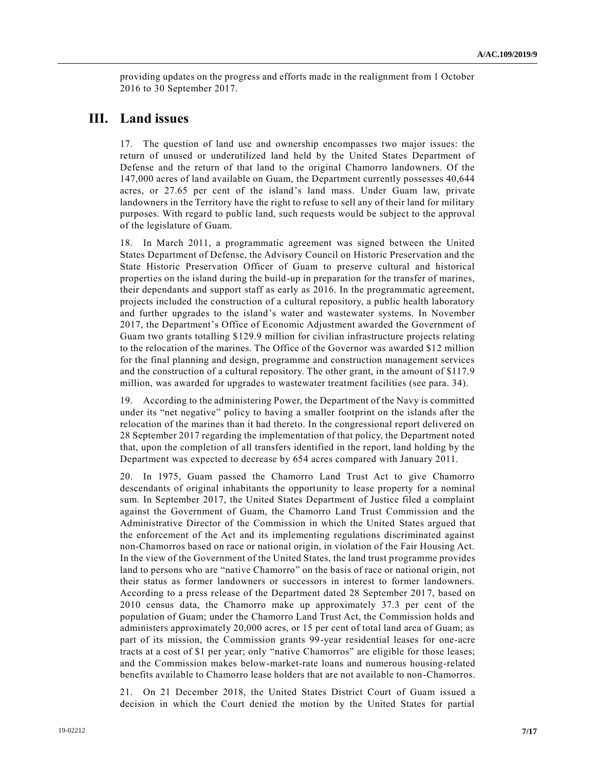providing updates on the progress and efforts made in the realignment from 1 October 2016 to 30 September 2017.

## III. Land issues

17. The question of land use and ownership encompasses two major issues: the return of unused or underutilized land held by the United States Department of Defense and the return of that land to the original Chamorro landowners. Of the 147,000 acres of land available on Guam, the Department currently possesses 40,644 acres, or 27.65 per cent of the island's land mass. Under Guam law, private landowners in the Territory have the right to refuse to sell any of their land for military purposes. With regard to public land, such requests would be subject to the approval of the legislature of Guam.

18. In March 2011, a programmatic agreement was signed between the United States Department of Defense, the Advisory Council on Historic Preservation and the State Historic Preservation Officer of Guam to preserve cultural and historical properties on the island during the build-up in preparation for the transfer of marines, their dependants and support staff as early as 2016. In the programmatic agreement, projects included the construction of a cultural repository, a public health laboratory and further upgrades to the island's water and wastewater systems. In November 2017, the Department's Office of Economic Adjustment awarded the Government of Guam two grants totalling $129.9 million for civilian infrastructure projects relating to the relocation of the marines. The Office of the Governor was awarded $12 million for the final planning and design, programme and construction management services and the construction of a cultural repository. The other grant, in the amount of $117.9 million, was awarded for upgrades to wastewater treatment facilities (see para. 34).

19. According to the administering Power, the Department of the Navy is committed under its "net negative" policy to having a smaller footprint on the islands after the relocation of the marines than it had thereto. In the congressional report delivered on 28 September 2017 regarding the implementation of that policy, the Department noted that, upon the completion of all transfers identified in the report, land holding by the Department was expected to decrease by 654 acres compared with January 2011.

20. In 1975, Guam passed the Chamorro Land Trust Act to give Chamorro descendants of original inhabitants the opportunity to lease property for a nominal sum. In September 2017, the United States Department of Justice filed a complaint against the Government of Guam, the Chamorro Land Trust Commission and the Administrative Director of the Commission in which the United States argued that the enforcement of the Act and its implementing regulations discriminated against non-Chamorros based on race or national origin, in violation of the Fair Housing Act. In the view of the Government of the United States, the land trust programme provides land to persons who are "native Chamorro" on the basis of race or national origin, not their status as former landowners or successors in interest to former landowners. According to a press release of the Department dated 28 September 2017, based on 2010 census data, the Chamorro make up approximately 37.3 per cent of the population of Guam; under the Chamorro Land Trust Act, the Commission holds and administers approximately 20,000 acres, or 15 per cent of total land area of Guam; as part of its mission, the Commission grants 99-year residential leases for one-acre tracts at a cost of $1 per year; only "native Chamorros" are eligible for those leases; and the Commission makes below-market-rate loans and numerous housing-related benefits available to Chamorro lease holders that are not available to non-Chamorros.

21. On 21 December 2018, the United States District Court of Guam issued a decision in which the Court denied the motion by the United States for partial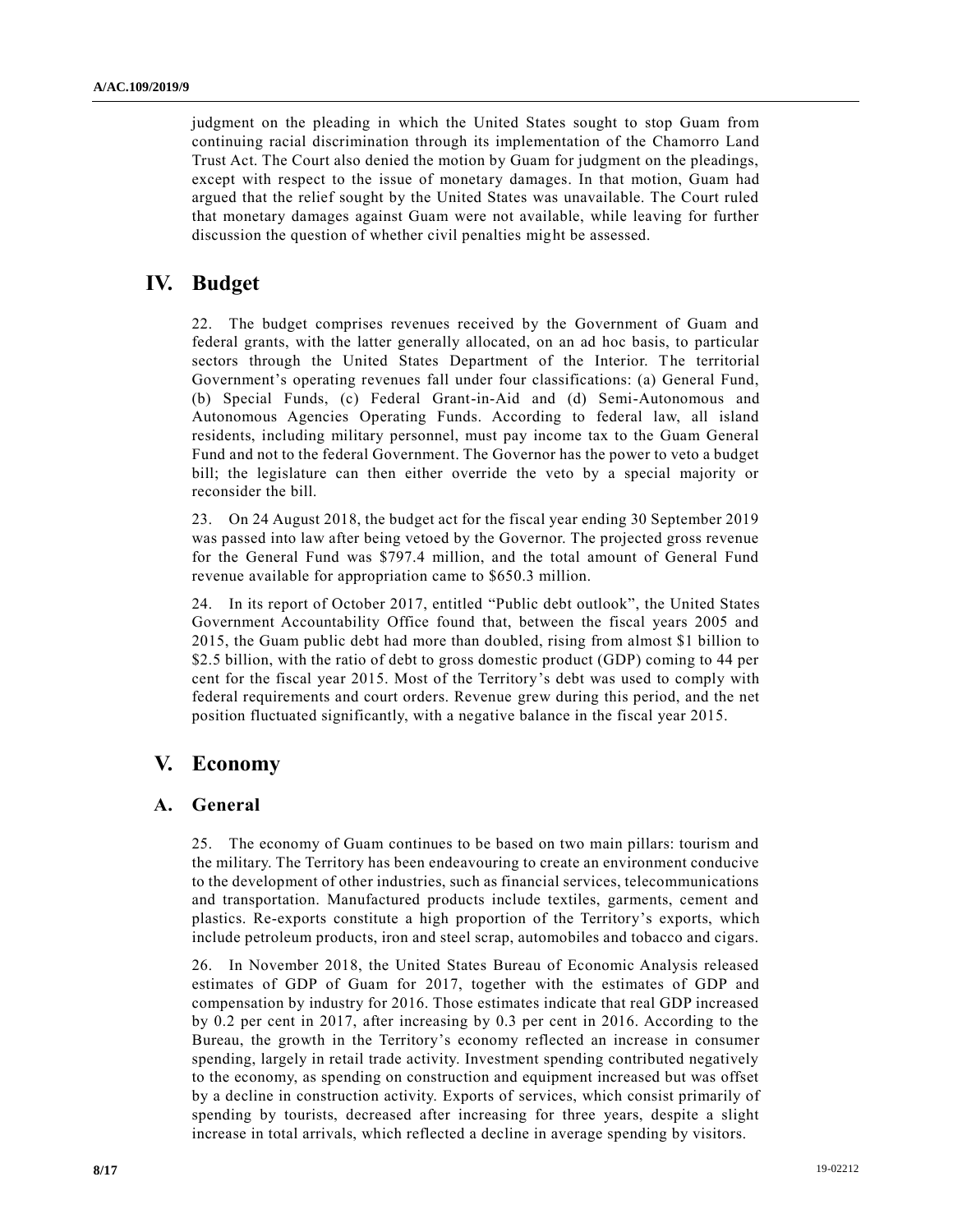judgment on the pleading in which the United States sought to stop Guam from continuing racial discrimination through its implementation of the Chamorro Land Trust Act. The Court also denied the motion by Guam for judgment on the pleadings, except with respect to the issue of monetary damages. In that motion, Guam had argued that the relief sought by the United States was unavailable. The Court ruled that monetary damages against Guam were not available, while leaving for further discussion the question of whether civil penalties might be assessed.

# IV. Budget

22. The budget comprises revenues received by the Government of Guam and federal grants, with the latter generally allocated, on an ad hoc basis, to particular sectors through the United States Department of the Interior. The territorial Government's operating revenues fall under four classifications: (a) General Fund, (b) Special Funds, (c) Federal Grant-in-Aid and (d) Semi-Autonomous and Autonomous Agencies Operating Funds. According to federal law, all island residents, including military personnel, must pay income tax to the Guam General Fund and not to the federal Government. The Governor has the power to veto a budget bill; the legislature can then either override the veto by a special majority or reconsider the bill.

23. On 24 August 2018, the budget act for the fiscal year ending 30 September 2019 was passed into law after being vetoed by the Governor. The projected gross revenue for the General Fund was $797.4 million, and the total amount of General Fund revenue available for appropriation came to $650.3 million.

24. In its report of October 2017, entitled "Public debt outlook", the United States Government Accountability Office found that, between the fiscal years 2005 and 2015, the Guam public debt had more than doubled, rising from almost $1 billion to $2.5 billion, with the ratio of debt to gross domestic product (GDP) coming to 44 per cent for the fiscal year 2015. Most of the Territory's debt was used to comply with federal requirements and court orders. Revenue grew during this period, and the net position fluctuated significantly, with a negative balance in the fiscal year 2015.

# V. Economy

## A. General

25. The economy of Guam continues to be based on two main pillars: tourism and the military. The Territory has been endeavouring to create an environment conducive to the development of other industries, such as financial services, telecommunications and transportation. Manufactured products include textiles, garments, cement and plastics. Re-exports constitute a high proportion of the Territory's exports, which include petroleum products, iron and steel scrap, automobiles and tobacco and cigars.

26. In November 2018, the United States Bureau of Economic Analysis released estimates of GDP of Guam for 2017, together with the estimates of GDP and compensation by industry for 2016. Those estimates indicate that real GDP increased by 0.2 per cent in 2017, after increasing by 0.3 per cent in 2016. According to the Bureau, the growth in the Territory's economy reflected an increase in consumer spending, largely in retail trade activity. Investment spending contributed negatively to the economy, as spending on construction and equipment increased but was offset by a decline in construction activity. Exports of services, which consist primarily of spending by tourists, decreased after increasing for three years, despite a slight increase in total arrivals, which reflected a decline in average spending by visitors.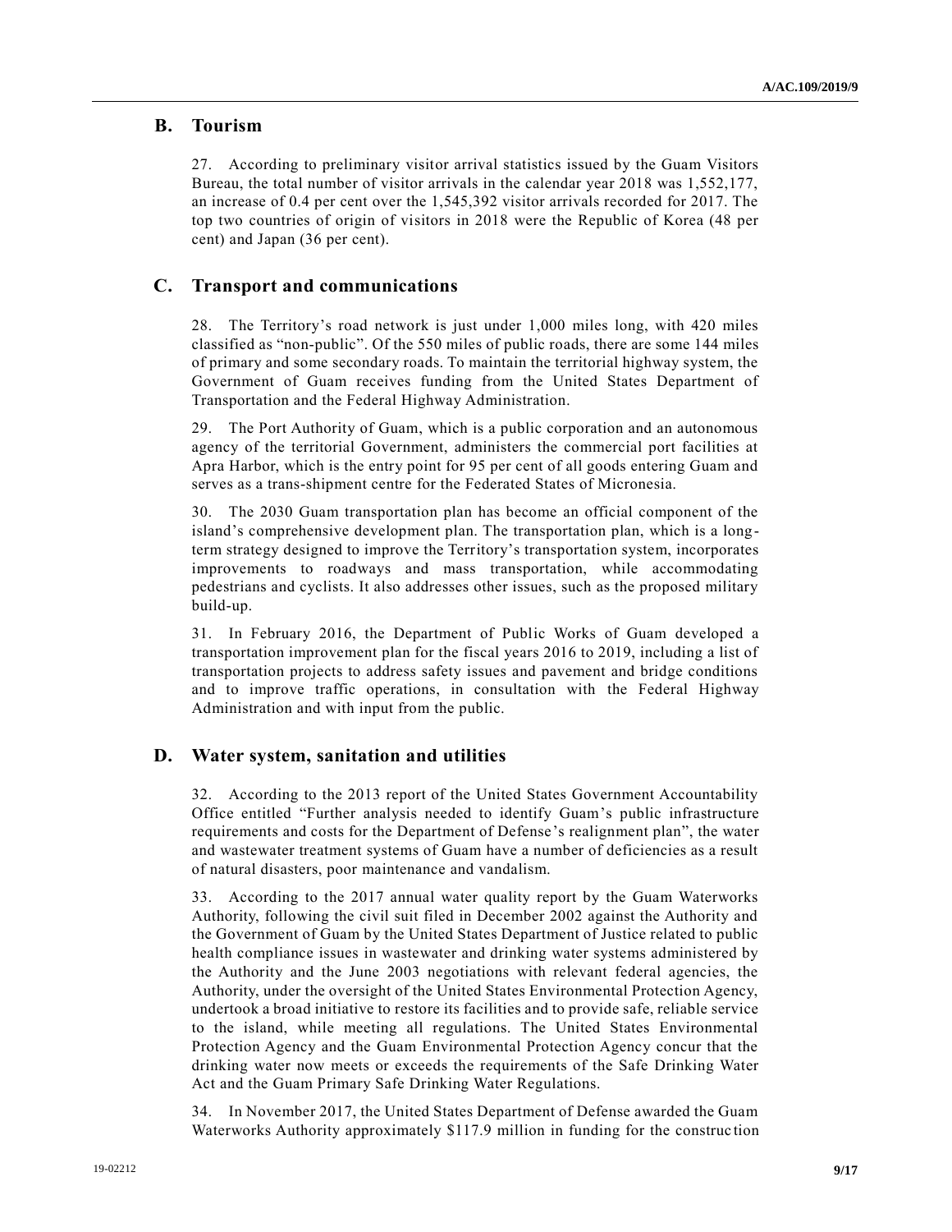## B. Tourism

27. According to preliminary visitor arrival statistics issued by the Guam Visitors Bureau, the total number of visitor arrivals in the calendar year 2018 was 1,552,177, an increase of 0.4 per cent over the 1,545,392 visitor arrivals recorded for 2017. The top two countries of origin of visitors in 2018 were the Republic of Korea (48 per cent) and Japan (36 per cent).

## C. Transport and communications

28. The Territory's road network is just under 1,000 miles long, with 420 miles classified as "non-public". Of the 550 miles of public roads, there are some 144 miles of primary and some secondary roads. To maintain the territorial highway system, the Government of Guam receives funding from the United States Department of Transportation and the Federal Highway Administration.

29. The Port Authority of Guam, which is a public corporation and an autonomous agency of the territorial Government, administers the commercial port facilities at Apra Harbor, which is the entry point for 95 per cent of all goods entering Guam and serves as a trans-shipment centre for the Federated States of Micronesia.

30. The 2030 Guam transportation plan has become an official component of the island's comprehensive development plan. The transportation plan, which is a long-term strategy designed to improve the Territory's transportation system, incorporates improvements to roadways and mass transportation, while accommodating pedestrians and cyclists. It also addresses other issues, such as the proposed military build-up.

31. In February 2016, the Department of Public Works of Guam developed a transportation improvement plan for the fiscal years 2016 to 2019, including a list of transportation projects to address safety issues and pavement and bridge conditions and to improve traffic operations, in consultation with the Federal Highway Administration and with input from the public.

## D. Water system, sanitation and utilities

32. According to the 2013 report of the United States Government Accountability Office entitled "Further analysis needed to identify Guam's public infrastructure requirements and costs for the Department of Defense's realignment plan", the water and wastewater treatment systems of Guam have a number of deficiencies as a result of natural disasters, poor maintenance and vandalism.

33. According to the 2017 annual water quality report by the Guam Waterworks Authority, following the civil suit filed in December 2002 against the Authority and the Government of Guam by the United States Department of Justice related to public health compliance issues in wastewater and drinking water systems administered by the Authority and the June 2003 negotiations with relevant federal agencies, the Authority, under the oversight of the United States Environmental Protection Agency, undertook a broad initiative to restore its facilities and to provide safe, reliable service to the island, while meeting all regulations. The United States Environmental Protection Agency and the Guam Environmental Protection Agency concur that the drinking water now meets or exceeds the requirements of the Safe Drinking Water Act and the Guam Primary Safe Drinking Water Regulations.

34. In November 2017, the United States Department of Defense awarded the Guam Waterworks Authority approximately $117.9 million in funding for the construction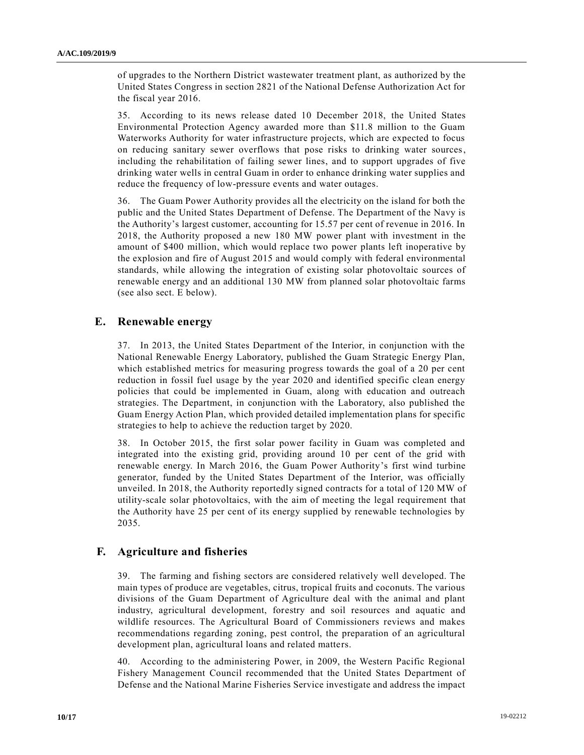of upgrades to the Northern District wastewater treatment plant, as authorized by the United States Congress in section 2821 of the National Defense Authorization Act for the fiscal year 2016.

35. According to its news release dated 10 December 2018, the United States Environmental Protection Agency awarded more than $11.8 million to the Guam Waterworks Authority for water infrastructure projects, which are expected to focus on reducing sanitary sewer overflows that pose risks to drinking water sources, including the rehabilitation of failing sewer lines, and to support upgrades of five drinking water wells in central Guam in order to enhance drinking water supplies and reduce the frequency of low-pressure events and water outages.

36. The Guam Power Authority provides all the electricity on the island for both the public and the United States Department of Defense. The Department of the Navy is the Authority's largest customer, accounting for 15.57 per cent of revenue in 2016. In 2018, the Authority proposed a new 180 MW power plant with investment in the amount of $400 million, which would replace two power plants left inoperative by the explosion and fire of August 2015 and would comply with federal environmental standards, while allowing the integration of existing solar photovoltaic sources of renewable energy and an additional 130 MW from planned solar photovoltaic farms (see also sect. E below).

## E. Renewable energy

37. In 2013, the United States Department of the Interior, in conjunction with the National Renewable Energy Laboratory, published the Guam Strategic Energy Plan, which established metrics for measuring progress towards the goal of a 20 per cent reduction in fossil fuel usage by the year 2020 and identified specific clean energy policies that could be implemented in Guam, along with education and outreach strategies. The Department, in conjunction with the Laboratory, also published the Guam Energy Action Plan, which provided detailed implementation plans for specific strategies to help to achieve the reduction target by 2020.

38. In October 2015, the first solar power facility in Guam was completed and integrated into the existing grid, providing around 10 per cent of the grid with renewable energy. In March 2016, the Guam Power Authority's first wind turbine generator, funded by the United States Department of the Interior, was officially unveiled. In 2018, the Authority reportedly signed contracts for a total of 120 MW of utility-scale solar photovoltaics, with the aim of meeting the legal requirement that the Authority have 25 per cent of its energy supplied by renewable technologies by 2035.

## F. Agriculture and fisheries

39. The farming and fishing sectors are considered relatively well developed. The main types of produce are vegetables, citrus, tropical fruits and coconuts. The various divisions of the Guam Department of Agriculture deal with the animal and plant industry, agricultural development, forestry and soil resources and aquatic and wildlife resources. The Agricultural Board of Commissioners reviews and makes recommendations regarding zoning, pest control, the preparation of an agricultural development plan, agricultural loans and related matters.

40. According to the administering Power, in 2009, the Western Pacific Regional Fishery Management Council recommended that the United States Department of Defense and the National Marine Fisheries Service investigate and address the impact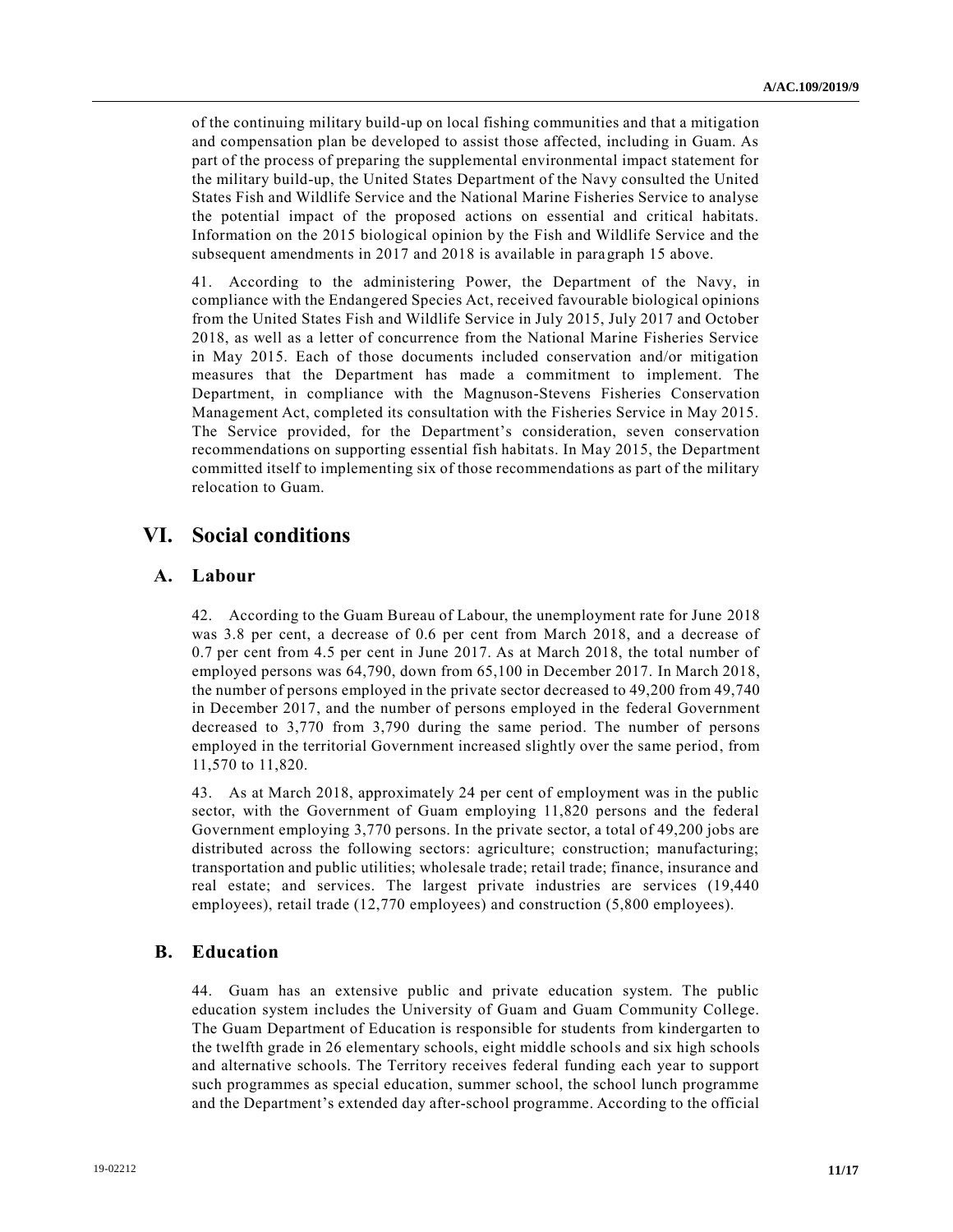of the continuing military build-up on local fishing communities and that a mitigation and compensation plan be developed to assist those affected, including in Guam. As part of the process of preparing the supplemental environmental impact statement for the military build-up, the United States Department of the Navy consulted the United States Fish and Wildlife Service and the National Marine Fisheries Service to analyse the potential impact of the proposed actions on essential and critical habitats. Information on the 2015 biological opinion by the Fish and Wildlife Service and the subsequent amendments in 2017 and 2018 is available in paragraph 15 above.

41. According to the administering Power, the Department of the Navy, in compliance with the Endangered Species Act, received favourable biological opinions from the United States Fish and Wildlife Service in July 2015, July 2017 and October 2018, as well as a letter of concurrence from the National Marine Fisheries Service in May 2015. Each of those documents included conservation and/or mitigation measures that the Department has made a commitment to implement. The Department, in compliance with the Magnuson-Stevens Fisheries Conservation Management Act, completed its consultation with the Fisheries Service in May 2015. The Service provided, for the Department's consideration, seven conservation recommendations on supporting essential fish habitats. In May 2015, the Department committed itself to implementing six of those recommendations as part of the military relocation to Guam.

# VI. Social conditions

## A. Labour

42. According to the Guam Bureau of Labour, the unemployment rate for June 2018 was 3.8 per cent, a decrease of 0.6 per cent from March 2018, and a decrease of 0.7 per cent from 4.5 per cent in June 2017. As at March 2018, the total number of employed persons was 64,790, down from 65,100 in December 2017. In March 2018, the number of persons employed in the private sector decreased to 49,200 from 49,740 in December 2017, and the number of persons employed in the federal Government decreased to 3,770 from 3,790 during the same period. The number of persons employed in the territorial Government increased slightly over the same period, from 11,570 to 11,820.

43. As at March 2018, approximately 24 per cent of employment was in the public sector, with the Government of Guam employing 11,820 persons and the federal Government employing 3,770 persons. In the private sector, a total of 49,200 jobs are distributed across the following sectors: agriculture; construction; manufacturing; transportation and public utilities; wholesale trade; retail trade; finance, insurance and real estate; and services. The largest private industries are services (19,440 employees), retail trade (12,770 employees) and construction (5,800 employees).

## B. Education

44. Guam has an extensive public and private education system. The public education system includes the University of Guam and Guam Community College. The Guam Department of Education is responsible for students from kindergarten to the twelfth grade in 26 elementary schools, eight middle schools and six high schools and alternative schools. The Territory receives federal funding each year to support such programmes as special education, summer school, the school lunch programme and the Department's extended day after-school programme. According to the official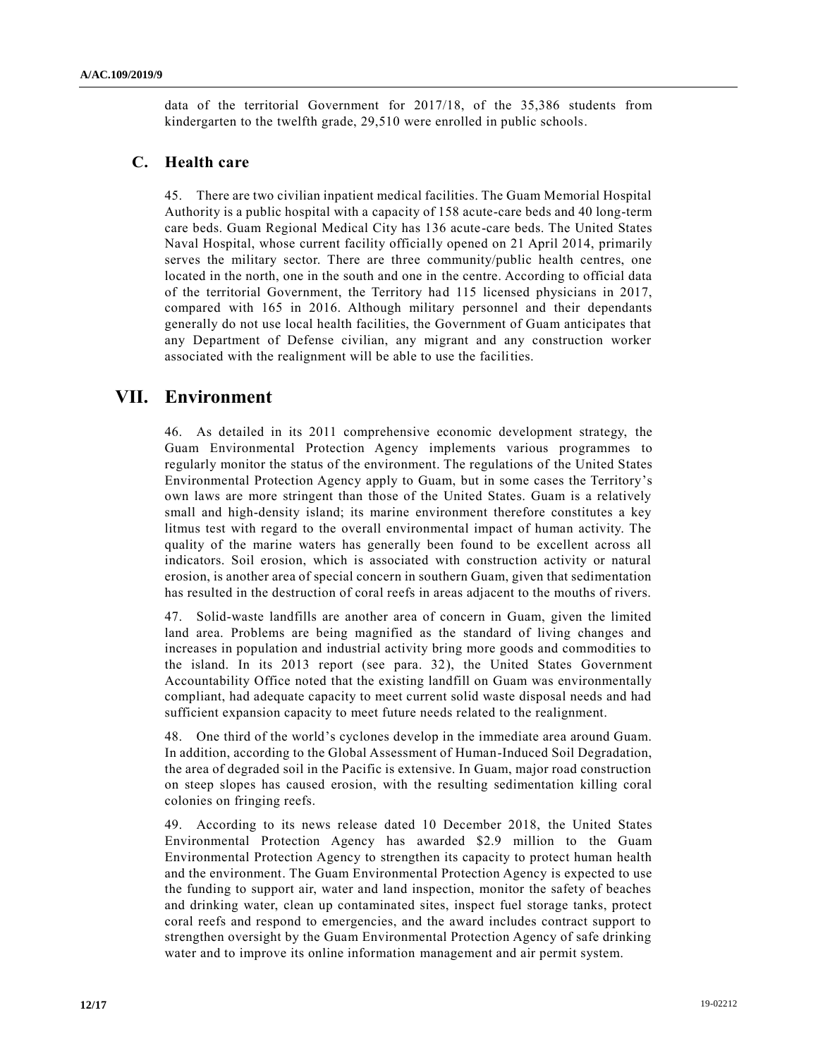data of the territorial Government for 2017/18, of the 35,386 students from kindergarten to the twelfth grade, 29,510 were enrolled in public schools.

## C. Health care

45. There are two civilian inpatient medical facilities. The Guam Memorial Hospital Authority is a public hospital with a capacity of 158 acute-care beds and 40 long-term care beds. Guam Regional Medical City has 136 acute-care beds. The United States Naval Hospital, whose current facility officially opened on 21 April 2014, primarily serves the military sector. There are three community/public health centres, one located in the north, one in the south and one in the centre. According to official data of the territorial Government, the Territory had 115 licensed physicians in 2017, compared with 165 in 2016. Although military personnel and their dependants generally do not use local health facilities, the Government of Guam anticipates that any Department of Defense civilian, any migrant and any construction worker associated with the realignment will be able to use the facilities.

# VII. Environment

46. As detailed in its 2011 comprehensive economic development strategy, the Guam Environmental Protection Agency implements various programmes to regularly monitor the status of the environment. The regulations of the United States Environmental Protection Agency apply to Guam, but in some cases the Territory's own laws are more stringent than those of the United States. Guam is a relatively small and high-density island; its marine environment therefore constitutes a key litmus test with regard to the overall environmental impact of human activity. The quality of the marine waters has generally been found to be excellent across all indicators. Soil erosion, which is associated with construction activity or natural erosion, is another area of special concern in southern Guam, given that sedimentation has resulted in the destruction of coral reefs in areas adjacent to the mouths of rivers.

47. Solid-waste landfills are another area of concern in Guam, given the limited land area. Problems are being magnified as the standard of living changes and increases in population and industrial activity bring more goods and commodities to the island. In its 2013 report (see para. 32), the United States Government Accountability Office noted that the existing landfill on Guam was environmentally compliant, had adequate capacity to meet current solid waste disposal needs and had sufficient expansion capacity to meet future needs related to the realignment.

48. One third of the world's cyclones develop in the immediate area around Guam. In addition, according to the Global Assessment of Human-Induced Soil Degradation, the area of degraded soil in the Pacific is extensive. In Guam, major road construction on steep slopes has caused erosion, with the resulting sedimentation killing coral colonies on fringing reefs.

49. According to its news release dated 10 December 2018, the United States Environmental Protection Agency has awarded $2.9 million to the Guam Environmental Protection Agency to strengthen its capacity to protect human health and the environment. The Guam Environmental Protection Agency is expected to use the funding to support air, water and land inspection, monitor the safety of beaches and drinking water, clean up contaminated sites, inspect fuel storage tanks, protect coral reefs and respond to emergencies, and the award includes contract support to strengthen oversight by the Guam Environmental Protection Agency of safe drinking water and to improve its online information management and air permit system.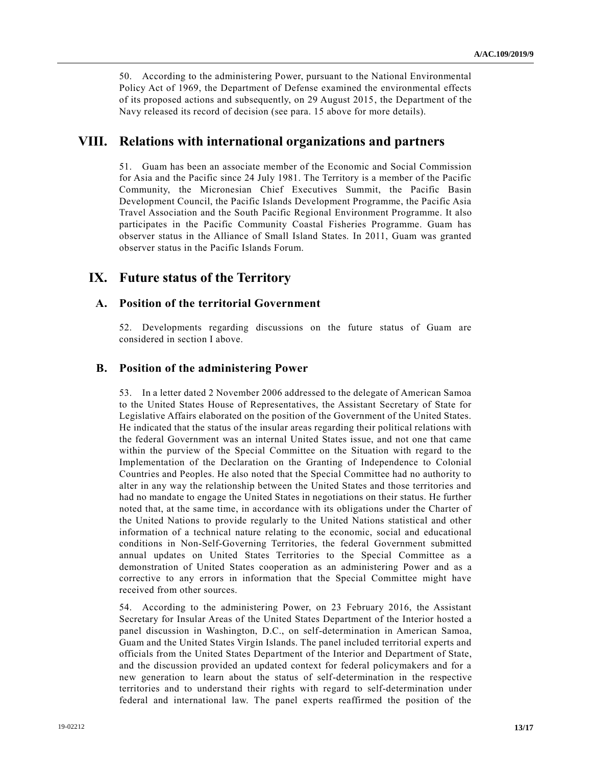50. According to the administering Power, pursuant to the National Environmental Policy Act of 1969, the Department of Defense examined the environmental effects of its proposed actions and subsequently, on 29 August 2015, the Department of the Navy released its record of decision (see para. 15 above for more details).

# VIII. Relations with international organizations and partners

51. Guam has been an associate member of the Economic and Social Commission for Asia and the Pacific since 24 July 1981. The Territory is a member of the Pacific Community, the Micronesian Chief Executives Summit, the Pacific Basin Development Council, the Pacific Islands Development Programme, the Pacific Asia Travel Association and the South Pacific Regional Environment Programme. It also participates in the Pacific Community Coastal Fisheries Programme. Guam has observer status in the Alliance of Small Island States. In 2011, Guam was granted observer status in the Pacific Islands Forum.

# IX. Future status of the Territory

## A. Position of the territorial Government

52. Developments regarding discussions on the future status of Guam are considered in section I above.

## B. Position of the administering Power

53. In a letter dated 2 November 2006 addressed to the delegate of American Samoa to the United States House of Representatives, the Assistant Secretary of State for Legislative Affairs elaborated on the position of the Government of the United States. He indicated that the status of the insular areas regarding their political relations with the federal Government was an internal United States issue, and not one that came within the purview of the Special Committee on the Situation with regard to the Implementation of the Declaration on the Granting of Independence to Colonial Countries and Peoples. He also noted that the Special Committee had no authority to alter in any way the relationship between the United States and those territories and had no mandate to engage the United States in negotiations on their status. He further noted that, at the same time, in accordance with its obligations under the Charter of the United Nations to provide regularly to the United Nations statistical and other information of a technical nature relating to the economic, social and educational conditions in Non-Self-Governing Territories, the federal Government submitted annual updates on United States Territories to the Special Committee as a demonstration of United States cooperation as an administering Power and as a corrective to any errors in information that the Special Committee might have received from other sources.

54. According to the administering Power, on 23 February 2016, the Assistant Secretary for Insular Areas of the United States Department of the Interior hosted a panel discussion in Washington, D.C., on self-determination in American Samoa, Guam and the United States Virgin Islands. The panel included territorial experts and officials from the United States Department of the Interior and Department of State, and the discussion provided an updated context for federal policymakers and for a new generation to learn about the status of self-determination in the respective territories and to understand their rights with regard to self-determination under federal and international law. The panel experts reaffirmed the position of the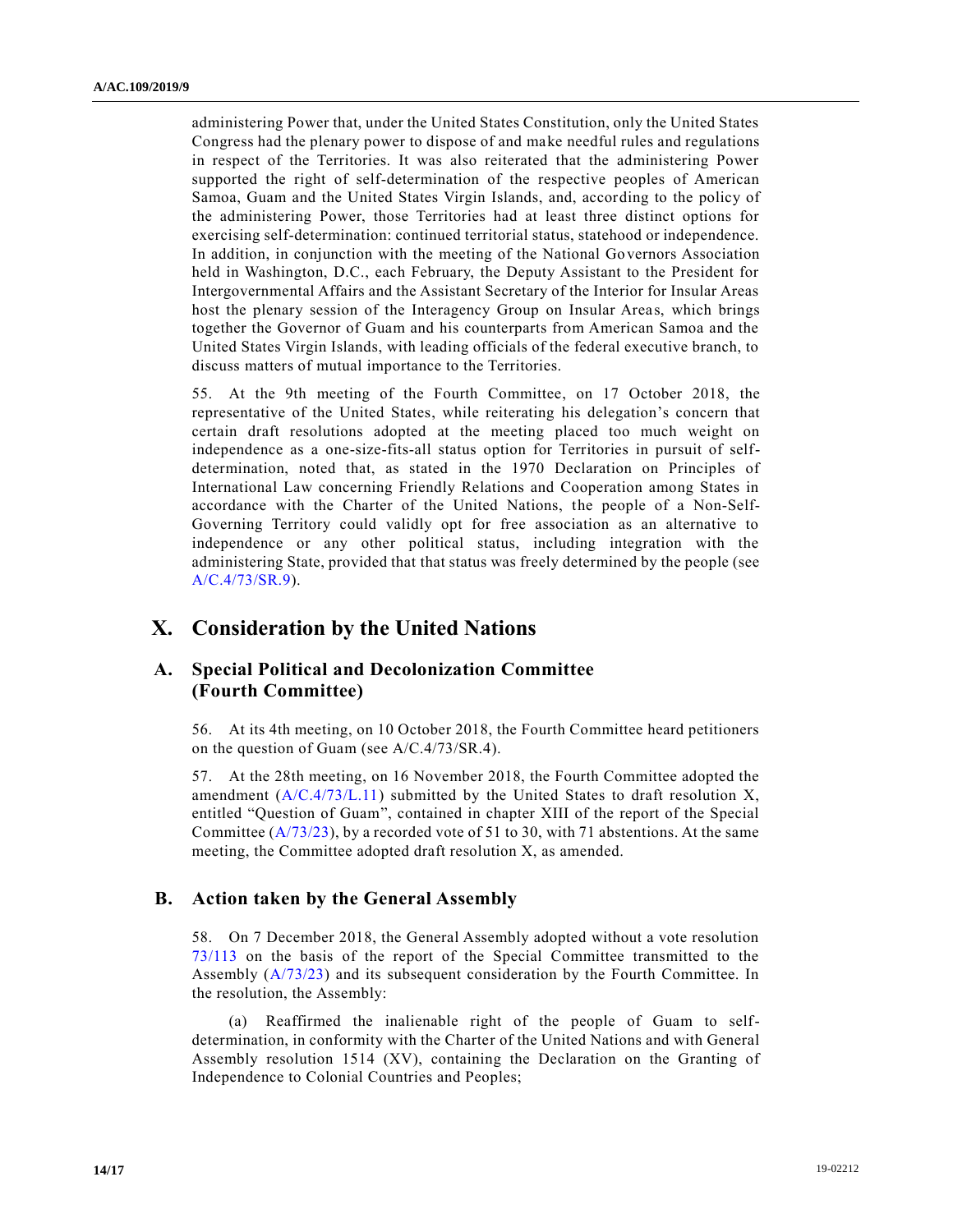administering Power that, under the United States Constitution, only the United States Congress had the plenary power to dispose of and make needful rules and regulations in respect of the Territories. It was also reiterated that the administering Power supported the right of self-determination of the respective peoples of American Samoa, Guam and the United States Virgin Islands, and, according to the policy of the administering Power, those Territories had at least three distinct options for exercising self-determination: continued territorial status, statehood or independence. In addition, in conjunction with the meeting of the National Governors Association held in Washington, D.C., each February, the Deputy Assistant to the President for Intergovernmental Affairs and the Assistant Secretary of the Interior for Insular Areas host the plenary session of the Interagency Group on Insular Areas, which brings together the Governor of Guam and his counterparts from American Samoa and the United States Virgin Islands, with leading officials of the federal executive branch, to discuss matters of mutual importance to the Territories.

55. At the 9th meeting of the Fourth Committee, on 17 October 2018, the representative of the United States, while reiterating his delegation's concern that certain draft resolutions adopted at the meeting placed too much weight on independence as a one-size-fits-all status option for Territories in pursuit of self-determination, noted that, as stated in the 1970 Declaration on Principles of International Law concerning Friendly Relations and Cooperation among States in accordance with the Charter of the United Nations, the people of a Non-Self-Governing Territory could validly opt for free association as an alternative to independence or any other political status, including integration with the administering State, provided that that status was freely determined by the people (see A/C.4/73/SR.9).

# X. Consideration by the United Nations

## A. Special Political and Decolonization Committee (Fourth Committee)

56. At its 4th meeting, on 10 October 2018, the Fourth Committee heard petitioners on the question of Guam (see A/C.4/73/SR.4).

57. At the 28th meeting, on 16 November 2018, the Fourth Committee adopted the amendment (A/C.4/73/L.11) submitted by the United States to draft resolution X, entitled "Question of Guam", contained in chapter XIII of the report of the Special Committee (A/73/23), by a recorded vote of 51 to 30, with 71 abstentions. At the same meeting, the Committee adopted draft resolution X, as amended.

## B. Action taken by the General Assembly

58. On 7 December 2018, the General Assembly adopted without a vote resolution 73/113 on the basis of the report of the Special Committee transmitted to the Assembly (A/73/23) and its subsequent consideration by the Fourth Committee. In the resolution, the Assembly:

(a) Reaffirmed the inalienable right of the people of Guam to self-determination, in conformity with the Charter of the United Nations and with General Assembly resolution 1514 (XV), containing the Declaration on the Granting of Independence to Colonial Countries and Peoples;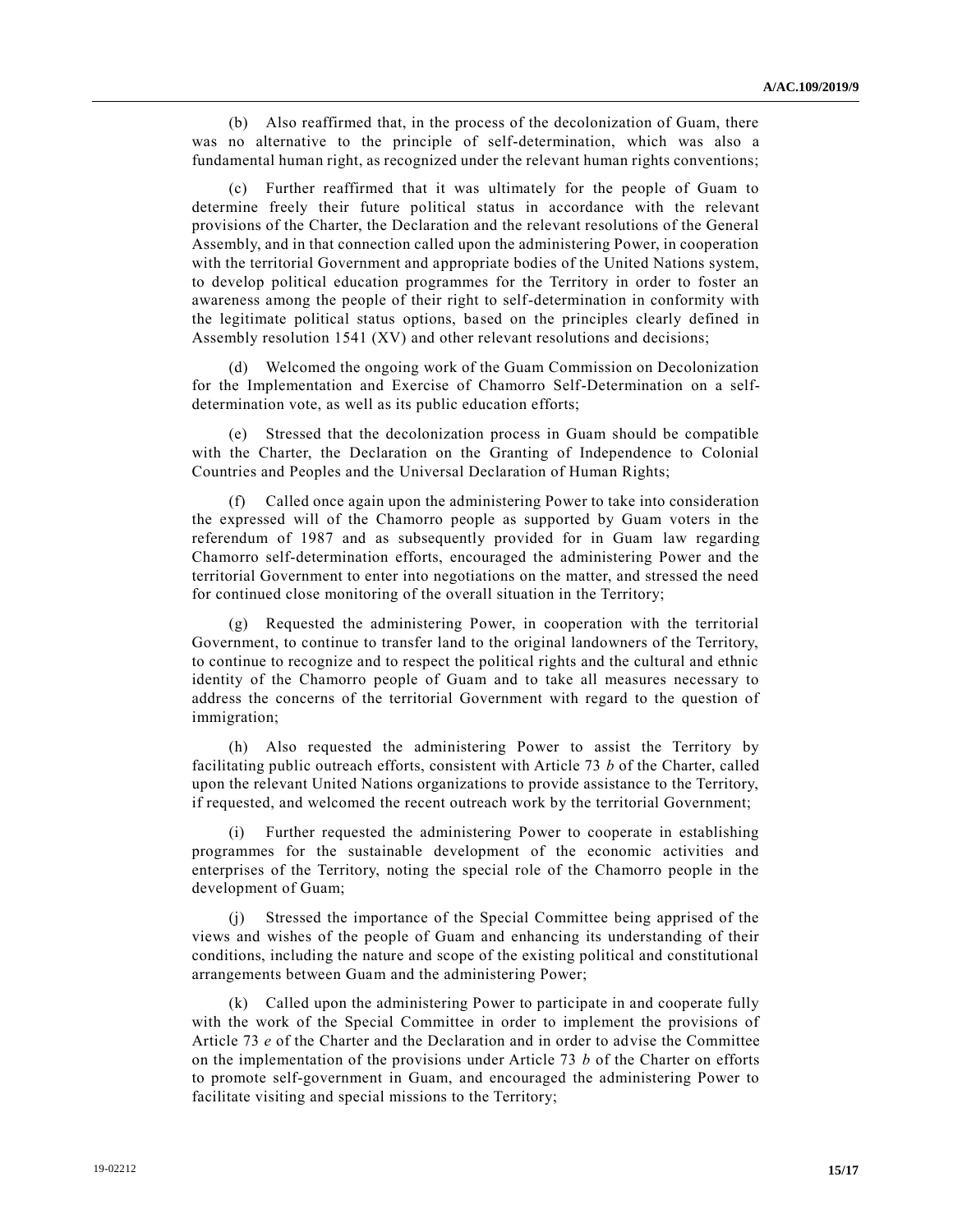(b) Also reaffirmed that, in the process of the decolonization of Guam, there was no alternative to the principle of self-determination, which was also a fundamental human right, as recognized under the relevant human rights conventions;

(c) Further reaffirmed that it was ultimately for the people of Guam to determine freely their future political status in accordance with the relevant provisions of the Charter, the Declaration and the relevant resolutions of the General Assembly, and in that connection called upon the administering Power, in cooperation with the territorial Government and appropriate bodies of the United Nations system, to develop political education programmes for the Territory in order to foster an awareness among the people of their right to self-determination in conformity with the legitimate political status options, based on the principles clearly defined in Assembly resolution 1541 (XV) and other relevant resolutions and decisions;

(d) Welcomed the ongoing work of the Guam Commission on Decolonization for the Implementation and Exercise of Chamorro Self-Determination on a self-determination vote, as well as its public education efforts;

(e) Stressed that the decolonization process in Guam should be compatible with the Charter, the Declaration on the Granting of Independence to Colonial Countries and Peoples and the Universal Declaration of Human Rights;

(f) Called once again upon the administering Power to take into consideration the expressed will of the Chamorro people as supported by Guam voters in the referendum of 1987 and as subsequently provided for in Guam law regarding Chamorro self-determination efforts, encouraged the administering Power and the territorial Government to enter into negotiations on the matter, and stressed the need for continued close monitoring of the overall situation in the Territory;

(g) Requested the administering Power, in cooperation with the territorial Government, to continue to transfer land to the original landowners of the Territory, to continue to recognize and to respect the political rights and the cultural and ethnic identity of the Chamorro people of Guam and to take all measures necessary to address the concerns of the territorial Government with regard to the question of immigration;

(h) Also requested the administering Power to assist the Territory by facilitating public outreach efforts, consistent with Article 73 *b* of the Charter, called upon the relevant United Nations organizations to provide assistance to the Territory, if requested, and welcomed the recent outreach work by the territorial Government;

(i) Further requested the administering Power to cooperate in establishing programmes for the sustainable development of the economic activities and enterprises of the Territory, noting the special role of the Chamorro people in the development of Guam;

(j) Stressed the importance of the Special Committee being apprised of the views and wishes of the people of Guam and enhancing its understanding of their conditions, including the nature and scope of the existing political and constitutional arrangements between Guam and the administering Power;

(k) Called upon the administering Power to participate in and cooperate fully with the work of the Special Committee in order to implement the provisions of Article 73 *e* of the Charter and the Declaration and in order to advise the Committee on the implementation of the provisions under Article 73 *b* of the Charter on efforts to promote self-government in Guam, and encouraged the administering Power to facilitate visiting and special missions to the Territory;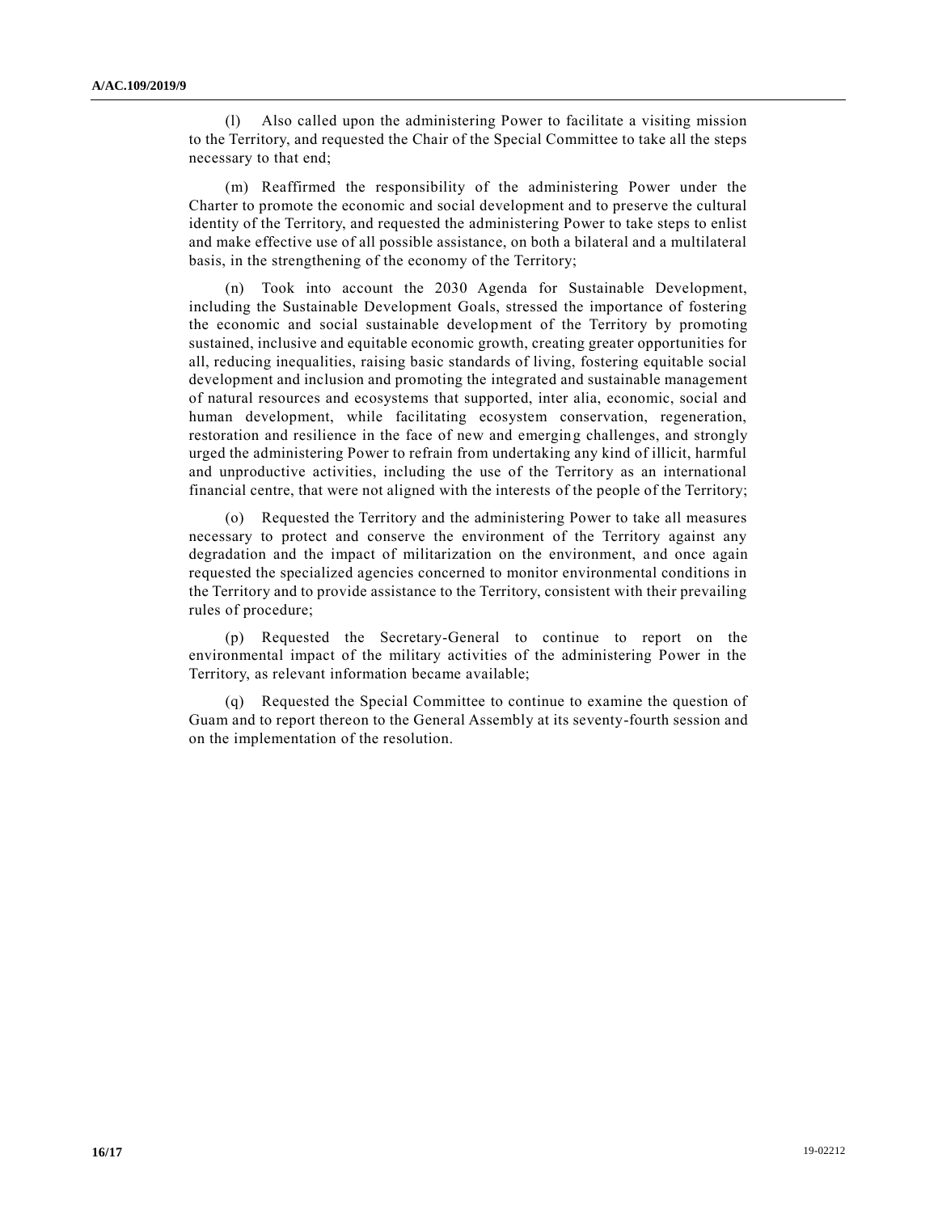(l) Also called upon the administering Power to facilitate a visiting mission to the Territory, and requested the Chair of the Special Committee to take all the steps necessary to that end;

(m) Reaffirmed the responsibility of the administering Power under the Charter to promote the economic and social development and to preserve the cultural identity of the Territory, and requested the administering Power to take steps to enlist and make effective use of all possible assistance, on both a bilateral and a multilateral basis, in the strengthening of the economy of the Territory;

(n) Took into account the 2030 Agenda for Sustainable Development, including the Sustainable Development Goals, stressed the importance of fostering the economic and social sustainable development of the Territory by promoting sustained, inclusive and equitable economic growth, creating greater opportunities for all, reducing inequalities, raising basic standards of living, fostering equitable social development and inclusion and promoting the integrated and sustainable management of natural resources and ecosystems that supported, inter alia, economic, social and human development, while facilitating ecosystem conservation, regeneration, restoration and resilience in the face of new and emerging challenges, and strongly urged the administering Power to refrain from undertaking any kind of illicit, harmful and unproductive activities, including the use of the Territory as an international financial centre, that were not aligned with the interests of the people of the Territory;

(o) Requested the Territory and the administering Power to take all measures necessary to protect and conserve the environment of the Territory against any degradation and the impact of militarization on the environment, and once again requested the specialized agencies concerned to monitor environmental conditions in the Territory and to provide assistance to the Territory, consistent with their prevailing rules of procedure;

(p) Requested the Secretary-General to continue to report on the environmental impact of the military activities of the administering Power in the Territory, as relevant information became available;

(q) Requested the Special Committee to continue to examine the question of Guam and to report thereon to the General Assembly at its seventy-fourth session and on the implementation of the resolution.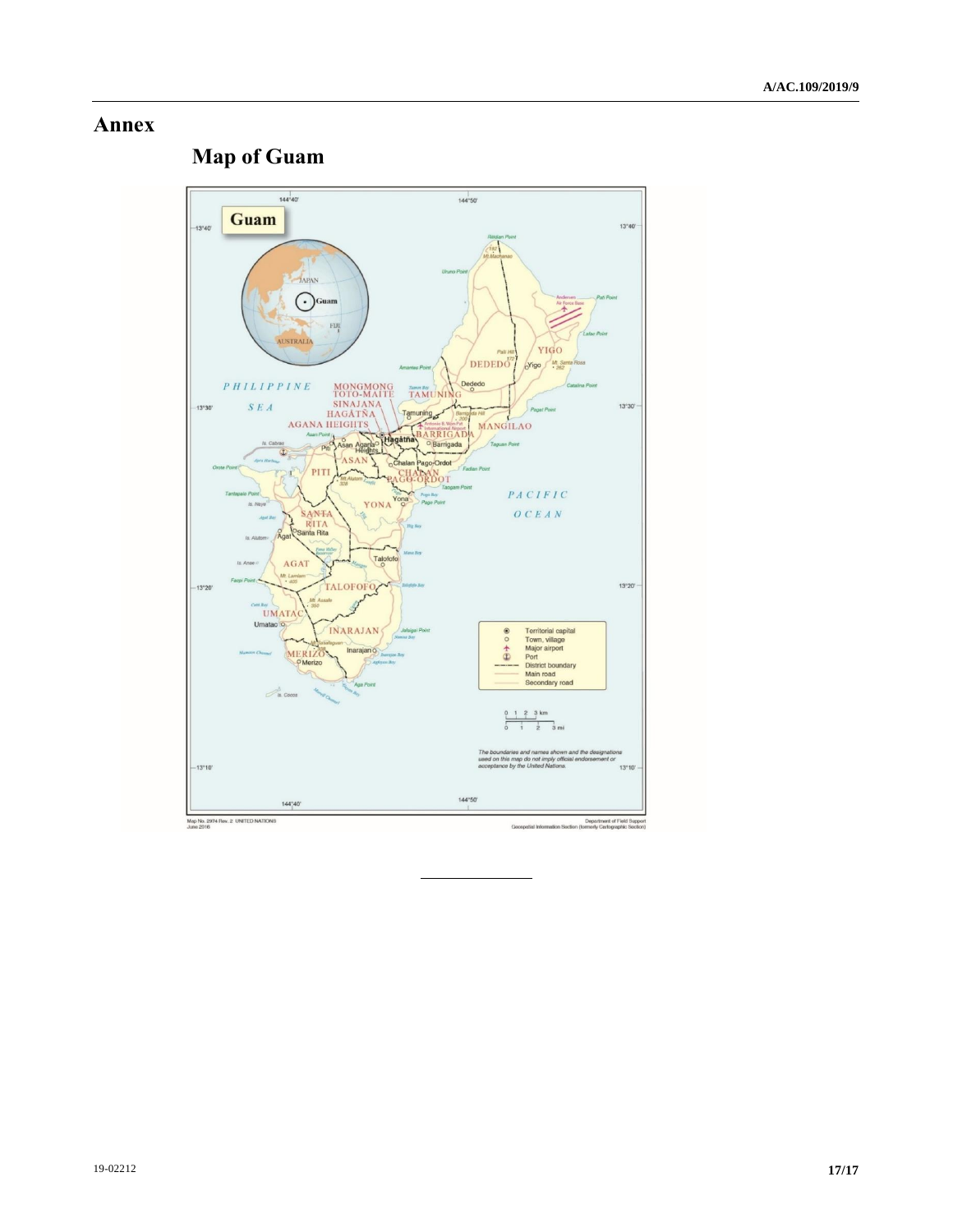# Annex

## Map of Guam

Map No. 2974 Rev. 2 UNITED NATIONS
June 2016

Department of Field Support
Geospatial Information Section (formerly Cartographic Section)